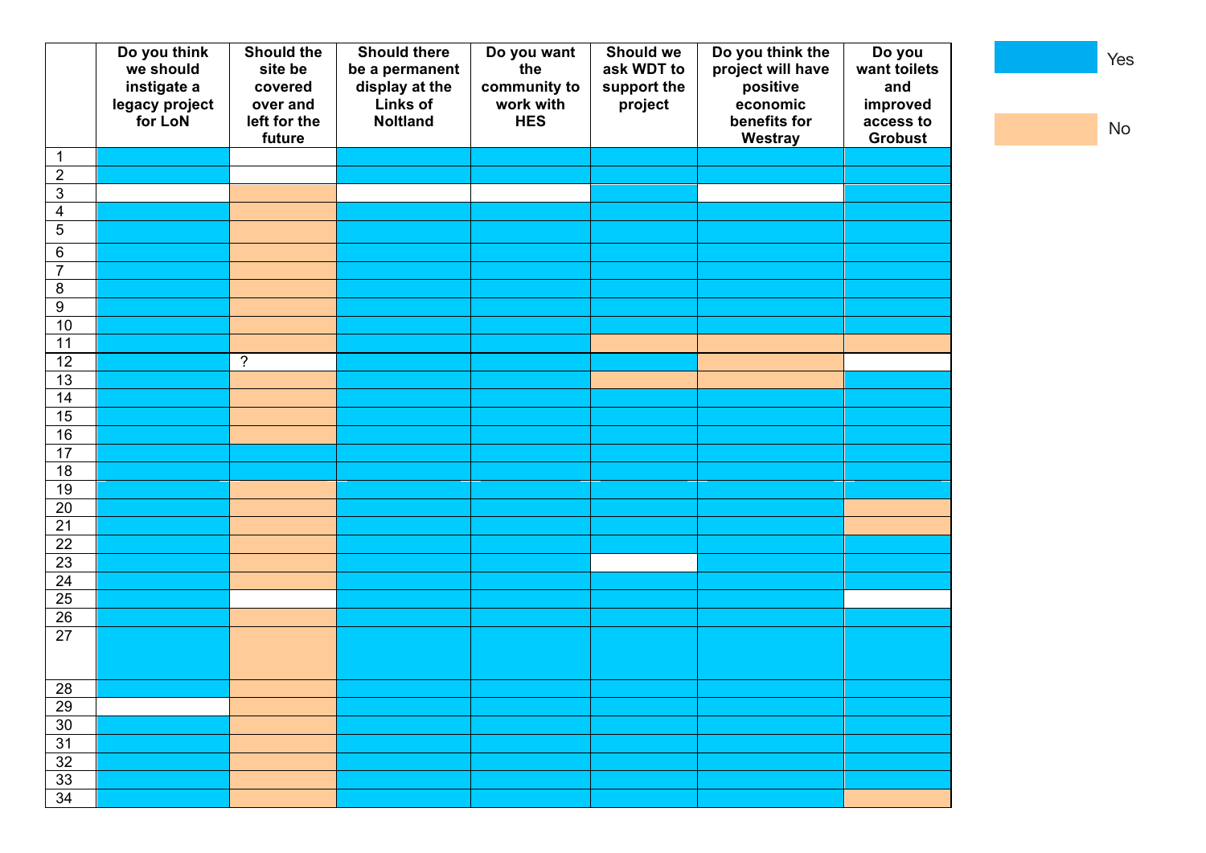| | Do you think we should instigate a legacy project for LoN | Should the site be covered over and left for the future | Should there be a permanent display at the Links of Noltland | Do you want the community to work with HES | Should we ask WDT to support the project | Do you think the project will have positive economic benefits for Westray | Do you want toilets and improved access to Grobust |
|---|---|---|---|---|---|---|---|
| 1 | Yes | | Yes | Yes | Yes | Yes | Yes |
| 2 | Yes | | Yes | Yes | Yes | Yes | Yes |
| 3 | | No | | | Yes | | Yes |
| 4 | Yes | No | Yes | Yes | Yes | Yes | Yes |
| 5 | Yes | No | Yes | Yes | Yes | Yes | Yes |
| 6 | Yes | No | Yes | Yes | Yes | Yes | Yes |
| 7 | Yes | No | Yes | Yes | Yes | Yes | Yes |
| 8 | Yes | No | Yes | Yes | Yes | Yes | Yes |
| 9 | Yes | No | Yes | Yes | Yes | Yes | Yes |
| 10 | Yes | No | Yes | Yes | Yes | Yes | Yes |
| 11 | Yes | No | Yes | Yes | No | No | No |
| 12 | Yes | ? | Yes | Yes | Yes | No | |
| 13 | Yes | No | Yes | Yes | No | No | Yes |
| 14 | Yes | No | Yes | Yes | Yes | Yes | Yes |
| 15 | Yes | No | Yes | Yes | Yes | Yes | Yes |
| 16 | Yes | No | Yes | Yes | Yes | Yes | Yes |
| 17 | Yes | Yes | Yes | Yes | Yes | Yes | Yes |
| 18 | Yes | Yes | Yes | Yes | Yes | Yes | Yes |
| 19 | Yes | No | Yes | Yes | Yes | Yes | Yes |
| 20 | Yes | No | Yes | Yes | Yes | Yes | No |
| 21 | Yes | No | Yes | Yes | Yes | Yes | No |
| 22 | Yes | No | Yes | Yes | Yes | Yes | Yes |
| 23 | Yes | No | Yes | Yes | | Yes | Yes |
| 24 | Yes | No | Yes | Yes | Yes | Yes | Yes |
| 25 | Yes | | Yes | Yes | Yes | Yes | |
| 26 | Yes | No | Yes | Yes | Yes | Yes | Yes |
| 27 | Yes | No | Yes | Yes | Yes | Yes | Yes |
| 28 | Yes | No | Yes | Yes | Yes | Yes | Yes |
| 29 | | No | Yes | Yes | Yes | Yes | Yes |
| 30 | Yes | No | Yes | Yes | Yes | Yes | Yes |
| 31 | Yes | No | Yes | Yes | Yes | Yes | Yes |
| 32 | Yes | No | Yes | Yes | Yes | Yes | Yes |
| 33 | Yes | No | Yes | Yes | Yes | Yes | Yes |
| 34 | Yes | No | Yes | Yes | Yes | Yes | No |

Key: Yes (blue), No (orange)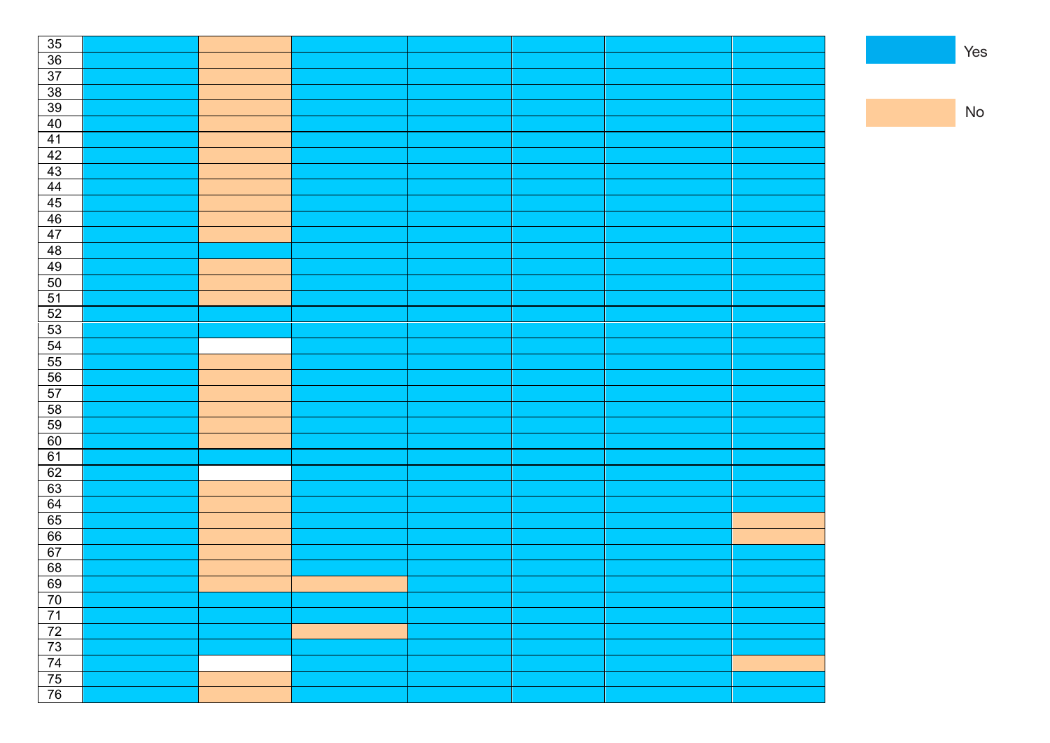| | | | | | | | |
|---|---|---|---|---|---|---|---|
| 35 | Yes | No | Yes | Yes | Yes | Yes | Yes |
| 36 | Yes | No | Yes | Yes | Yes | Yes | Yes |
| 37 | Yes | No | Yes | Yes | Yes | Yes | Yes |
| 38 | Yes | No | Yes | Yes | Yes | Yes | Yes |
| 39 | Yes | No | Yes | Yes | Yes | Yes | Yes |
| 40 | Yes | No | Yes | Yes | Yes | Yes | Yes |
| 41 | Yes | No | Yes | Yes | Yes | Yes | Yes |
| 42 | Yes | No | Yes | Yes | Yes | Yes | Yes |
| 43 | Yes | No | Yes | Yes | Yes | Yes | Yes |
| 44 | Yes | No | Yes | Yes | Yes | Yes | Yes |
| 45 | Yes | No | Yes | Yes | Yes | Yes | Yes |
| 46 | Yes | No | Yes | Yes | Yes | Yes | Yes |
| 47 | Yes | No | Yes | Yes | Yes | Yes | Yes |
| 48 | Yes | Yes | Yes | Yes | Yes | Yes | Yes |
| 49 | Yes | No | Yes | Yes | Yes | Yes | Yes |
| 50 | Yes | No | Yes | Yes | Yes | Yes | Yes |
| 51 | Yes | No | Yes | Yes | Yes | Yes | Yes |
| 52 | Yes | Yes | Yes | Yes | Yes | Yes | Yes |
| 53 | Yes | Yes | Yes | Yes | Yes | Yes | Yes |
| 54 | Yes | | Yes | Yes | Yes | Yes | Yes |
| 55 | Yes | No | Yes | Yes | Yes | Yes | Yes |
| 56 | Yes | No | Yes | Yes | Yes | Yes | Yes |
| 57 | Yes | No | Yes | Yes | Yes | Yes | Yes |
| 58 | Yes | No | Yes | Yes | Yes | Yes | Yes |
| 59 | Yes | No | Yes | Yes | Yes | Yes | Yes |
| 60 | Yes | No | Yes | Yes | Yes | Yes | Yes |
| 61 | Yes | Yes | Yes | Yes | Yes | Yes | Yes |
| 62 | Yes | | Yes | Yes | Yes | Yes | Yes |
| 63 | Yes | No | Yes | Yes | Yes | Yes | Yes |
| 64 | Yes | No | Yes | Yes | Yes | Yes | Yes |
| 65 | Yes | No | Yes | Yes | Yes | Yes | No |
| 66 | Yes | No | Yes | Yes | Yes | Yes | No |
| 67 | Yes | No | Yes | Yes | Yes | Yes | Yes |
| 68 | Yes | No | Yes | Yes | Yes | Yes | Yes |
| 69 | Yes | No | No | Yes | Yes | Yes | Yes |
| 70 | Yes | Yes | Yes | Yes | Yes | Yes | Yes |
| 71 | Yes | Yes | Yes | Yes | Yes | Yes | Yes |
| 72 | Yes | Yes | No | Yes | Yes | Yes | Yes |
| 73 | Yes | Yes | Yes | Yes | Yes | Yes | Yes |
| 74 | Yes | | Yes | Yes | Yes | Yes | No |
| 75 | Yes | No | Yes | Yes | Yes | Yes | Yes |
| 76 | Yes | No | Yes | Yes | Yes | Yes | Yes |

Yes

No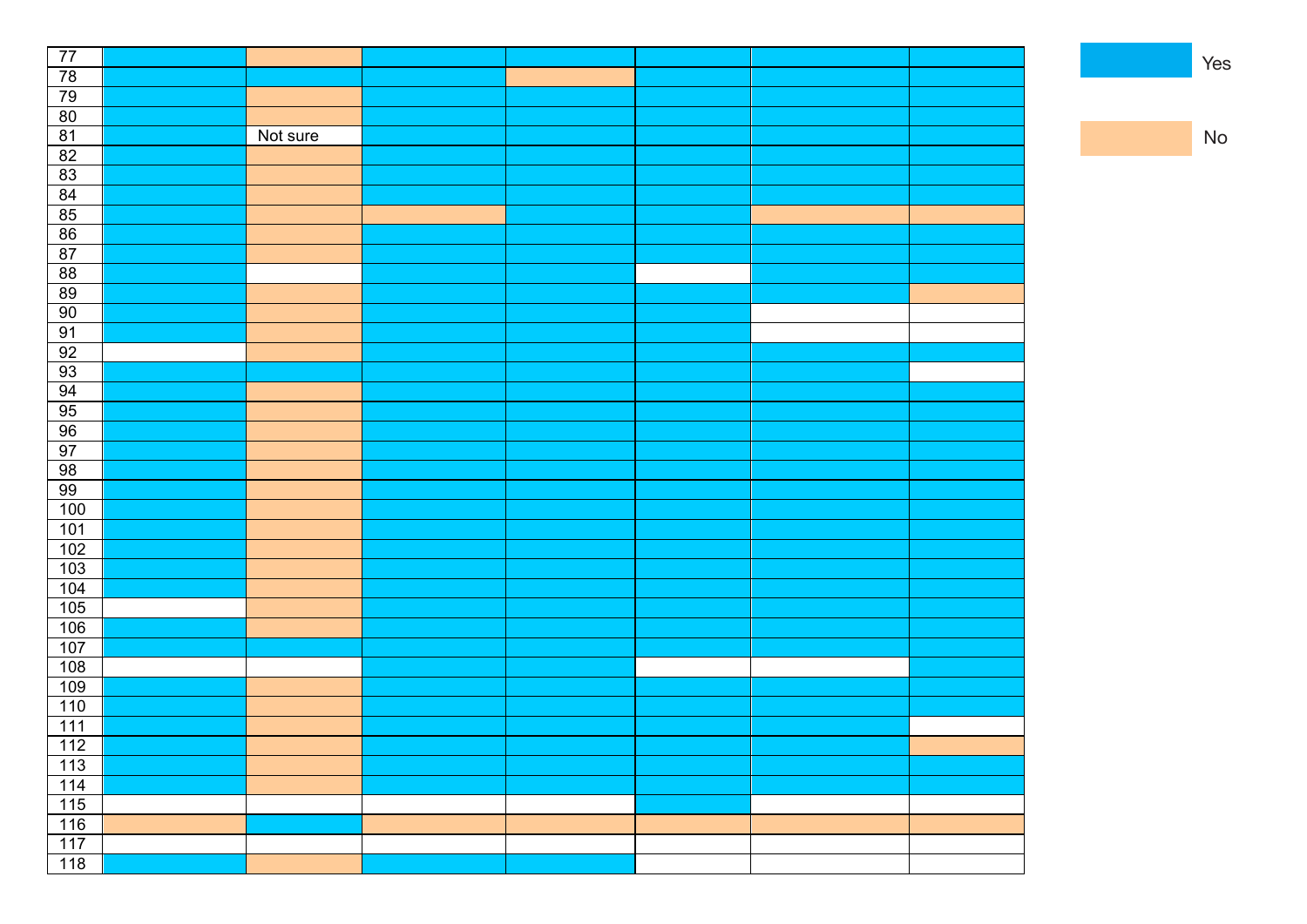| | | | | | | | |
|---|---|---|---|---|---|---|---|
| 77 | Yes | No | Yes | Yes | Yes | Yes | Yes |
| 78 | Yes | Yes | Yes | No | Yes | Yes | Yes |
| 79 | Yes | No | Yes | Yes | Yes | Yes | Yes |
| 80 | Yes | No | Yes | Yes | Yes | Yes | Yes |
| 81 | Yes | Not sure | Yes | Yes | Yes | Yes | Yes |
| 82 | Yes | No | Yes | Yes | Yes | Yes | Yes |
| 83 | Yes | No | Yes | Yes | Yes | Yes | Yes |
| 84 | Yes | No | Yes | Yes | Yes | Yes | Yes |
| 85 | Yes | No | No | Yes | Yes | No | No |
| 86 | Yes | No | Yes | Yes | Yes | Yes | Yes |
| 87 | Yes | No | Yes | Yes | Yes | Yes | Yes |
| 88 | Yes | | Yes | Yes | | Yes | Yes |
| 89 | Yes | No | Yes | Yes | Yes | Yes | No |
| 90 | Yes | No | Yes | Yes | Yes | | |
| 91 | Yes | No | Yes | Yes | Yes | | |
| 92 | | No | Yes | Yes | Yes | Yes | Yes |
| 93 | Yes | Yes | Yes | Yes | Yes | Yes | |
| 94 | Yes | No | Yes | Yes | Yes | Yes | Yes |
| 95 | Yes | No | Yes | Yes | Yes | Yes | Yes |
| 96 | Yes | No | Yes | Yes | Yes | Yes | Yes |
| 97 | Yes | No | Yes | Yes | Yes | Yes | Yes |
| 98 | Yes | No | Yes | Yes | Yes | Yes | Yes |
| 99 | Yes | No | Yes | Yes | Yes | Yes | Yes |
| 100 | Yes | No | Yes | Yes | Yes | Yes | Yes |
| 101 | Yes | No | Yes | Yes | Yes | Yes | Yes |
| 102 | Yes | No | Yes | Yes | Yes | Yes | Yes |
| 103 | Yes | No | Yes | Yes | Yes | Yes | Yes |
| 104 | Yes | No | Yes | Yes | Yes | Yes | Yes |
| 105 | | No | Yes | Yes | Yes | Yes | Yes |
| 106 | Yes | No | Yes | Yes | Yes | Yes | Yes |
| 107 | Yes | Yes | Yes | Yes | Yes | Yes | Yes |
| 108 | | | Yes | Yes | | | Yes |
| 109 | Yes | No | Yes | Yes | Yes | Yes | Yes |
| 110 | Yes | No | Yes | Yes | Yes | Yes | Yes |
| 111 | Yes | No | Yes | Yes | Yes | Yes | |
| 112 | Yes | No | Yes | Yes | Yes | Yes | No |
| 113 | Yes | No | Yes | Yes | Yes | Yes | Yes |
| 114 | Yes | No | Yes | Yes | Yes | Yes | Yes |
| 115 | | | | | Yes | | |
| 116 | No | Yes | No | No | No | No | No |
| 117 | | | | | | | |
| 118 | Yes | No | Yes | Yes | | | |

Yes

No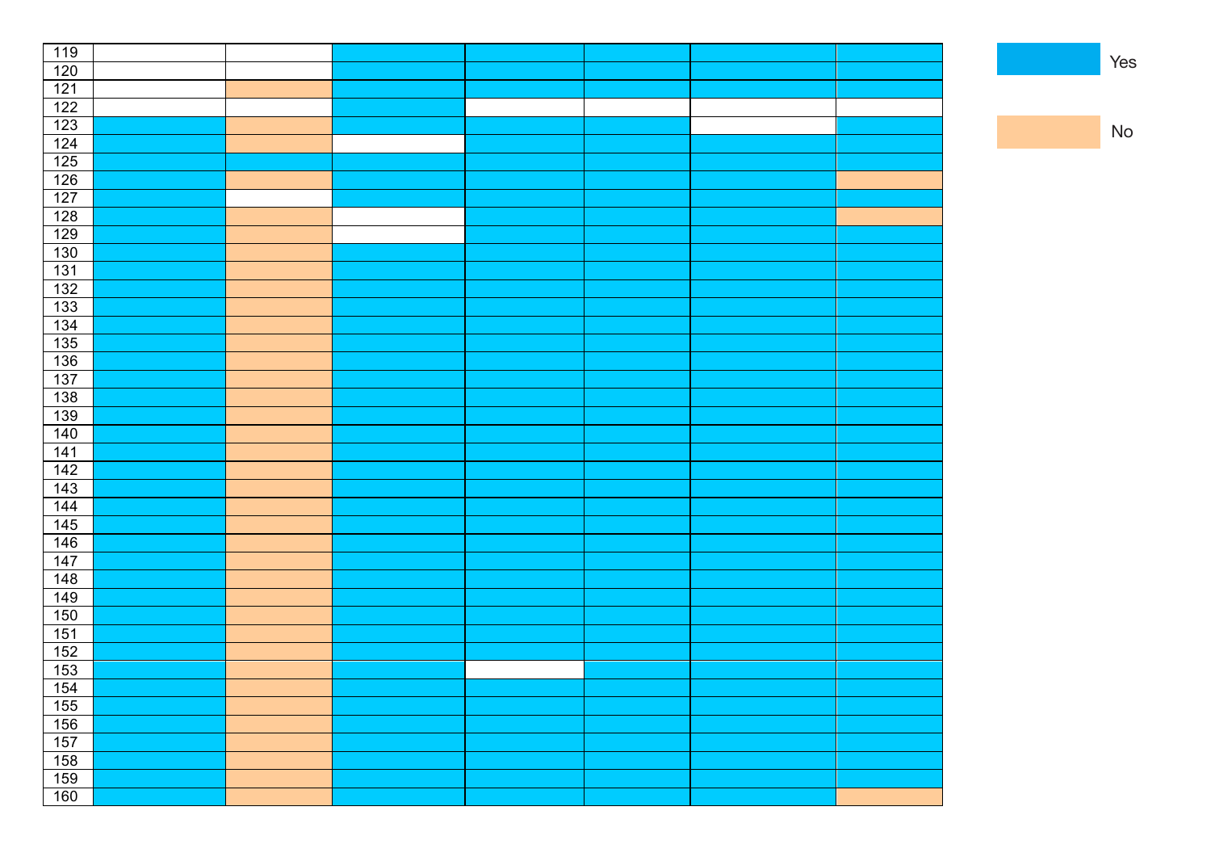| | | | | | | | |
|---|---|---|---|---|---|---|---|
| 119 | | | Yes | Yes | Yes | Yes | Yes |
| 120 | | | Yes | Yes | Yes | Yes | Yes |
| 121 | | No | Yes | Yes | Yes | Yes | Yes |
| 122 | | | Yes | | | | |
| 123 | Yes | No | Yes | Yes | Yes | | Yes |
| 124 | Yes | No | | Yes | Yes | Yes | Yes |
| 125 | Yes | Yes | Yes | Yes | Yes | Yes | Yes |
| 126 | Yes | No | Yes | Yes | Yes | Yes | No |
| 127 | Yes | | Yes | Yes | Yes | Yes | Yes |
| 128 | Yes | No | | Yes | Yes | Yes | No |
| 129 | Yes | No | | Yes | Yes | Yes | Yes |
| 130 | Yes | No | Yes | Yes | Yes | Yes | Yes |
| 131 | Yes | No | Yes | Yes | Yes | Yes | Yes |
| 132 | Yes | No | Yes | Yes | Yes | Yes | Yes |
| 133 | Yes | No | Yes | Yes | Yes | Yes | Yes |
| 134 | Yes | No | Yes | Yes | Yes | Yes | Yes |
| 135 | Yes | No | Yes | Yes | Yes | Yes | Yes |
| 136 | Yes | No | Yes | Yes | Yes | Yes | Yes |
| 137 | Yes | No | Yes | Yes | Yes | Yes | Yes |
| 138 | Yes | No | Yes | Yes | Yes | Yes | Yes |
| 139 | Yes | No | Yes | Yes | Yes | Yes | Yes |
| 140 | Yes | No | Yes | Yes | Yes | Yes | Yes |
| 141 | Yes | No | Yes | Yes | Yes | Yes | Yes |
| 142 | Yes | No | Yes | Yes | Yes | Yes | Yes |
| 143 | Yes | No | Yes | Yes | Yes | Yes | Yes |
| 144 | Yes | No | Yes | Yes | Yes | Yes | Yes |
| 145 | Yes | No | Yes | Yes | Yes | Yes | Yes |
| 146 | Yes | No | Yes | Yes | Yes | Yes | Yes |
| 147 | Yes | No | Yes | Yes | Yes | Yes | Yes |
| 148 | Yes | No | Yes | Yes | Yes | Yes | Yes |
| 149 | Yes | No | Yes | Yes | Yes | Yes | Yes |
| 150 | Yes | No | Yes | Yes | Yes | Yes | Yes |
| 151 | Yes | No | Yes | Yes | Yes | Yes | Yes |
| 152 | Yes | No | Yes | Yes | Yes | Yes | Yes |
| 153 | Yes | No | Yes | | Yes | Yes | Yes |
| 154 | Yes | No | Yes | Yes | Yes | Yes | Yes |
| 155 | Yes | No | Yes | Yes | Yes | Yes | Yes |
| 156 | Yes | No | Yes | Yes | Yes | Yes | Yes |
| 157 | Yes | No | Yes | Yes | Yes | Yes | Yes |
| 158 | Yes | No | Yes | Yes | Yes | Yes | Yes |
| 159 | Yes | No | Yes | Yes | Yes | Yes | Yes |
| 160 | Yes | No | Yes | Yes | Yes | Yes | No |

Legend: Yes (blue), No (orange)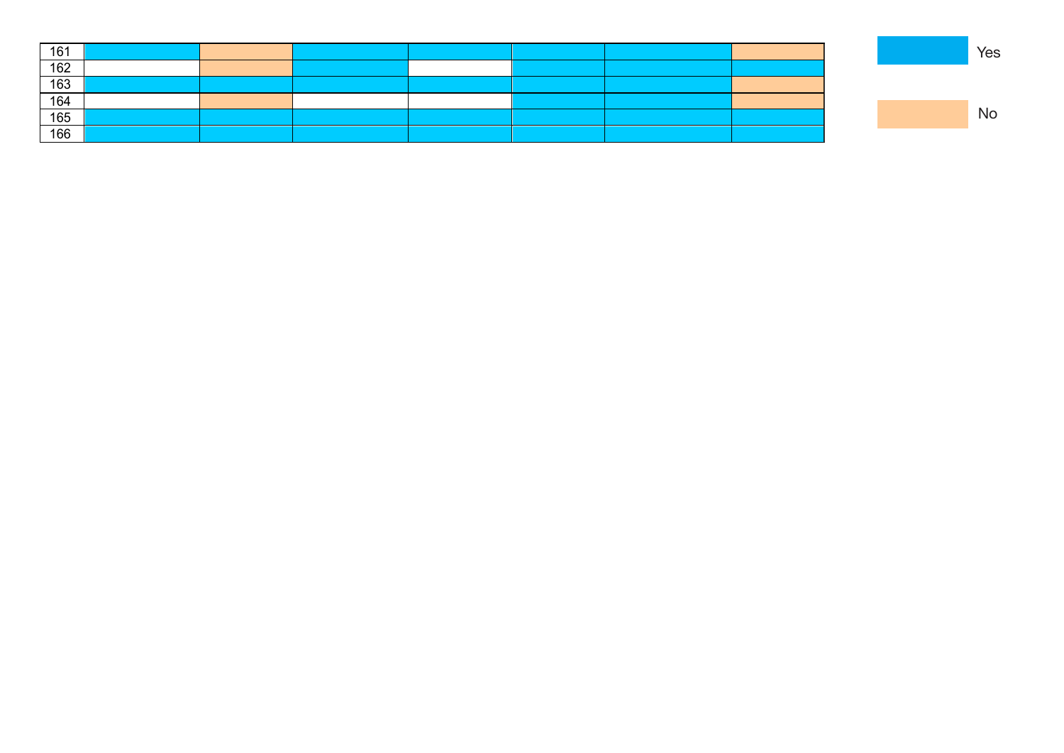| | | | | | | | |
|---|---|---|---|---|---|---|---|
| 161 | | | | | | | |
| 162 | | | | | | | |
| 163 | | | | | | | |
| 164 | | | | | | | |
| 165 | | | | | | | |
| 166 | | | | | | | |

Yes

No